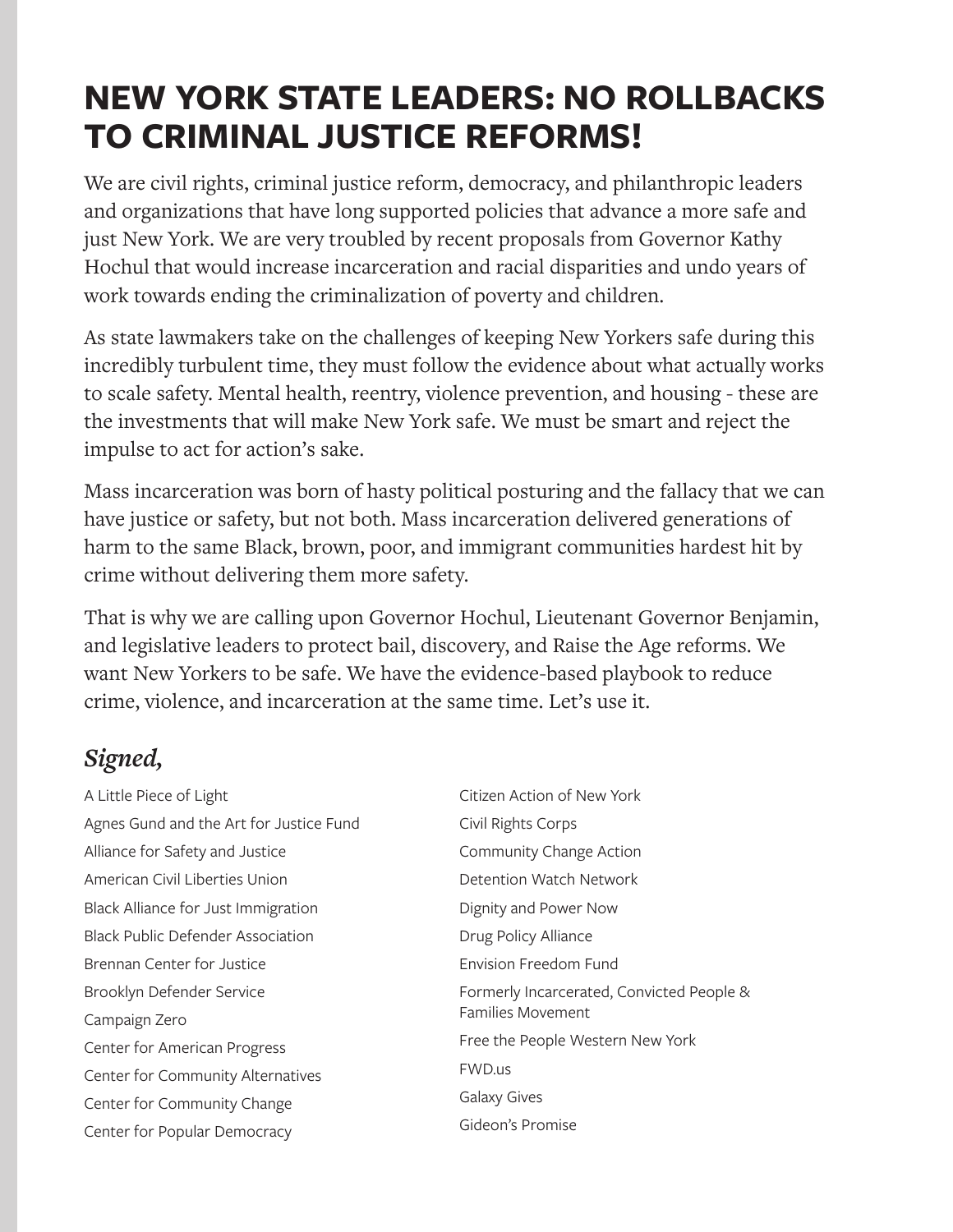# NEW YORK STATE LEADERS: NO ROLLBACKS TO CRIMINAL JUSTICE REFORMS!

We are civil rights, criminal justice reform, democracy, and philanthropic leaders and organizations that have long supported policies that advance a more safe and just New York. We are very troubled by recent proposals from Governor Kathy Hochul that would increase incarceration and racial disparities and undo years of work towards ending the criminalization of poverty and children.

As state lawmakers take on the challenges of keeping New Yorkers safe during this incredibly turbulent time, they must follow the evidence about what actually works to scale safety. Mental health, reentry, violence prevention, and housing - these are the investments that will make New York safe. We must be smart and reject the impulse to act for action's sake.

Mass incarceration was born of hasty political posturing and the fallacy that we can have justice or safety, but not both. Mass incarceration delivered generations of harm to the same Black, brown, poor, and immigrant communities hardest hit by crime without delivering them more safety.

That is why we are calling upon Governor Hochul, Lieutenant Governor Benjamin, and legislative leaders to protect bail, discovery, and Raise the Age reforms. We want New Yorkers to be safe. We have the evidence-based playbook to reduce crime, violence, and incarceration at the same time. Let's use it.

## *Signed,*

A Little Piece of Light
Agnes Gund and the Art for Justice Fund
Alliance for Safety and Justice
American Civil Liberties Union
Black Alliance for Just Immigration
Black Public Defender Association
Brennan Center for Justice
Brooklyn Defender Service
Campaign Zero
Center for American Progress
Center for Community Alternatives
Center for Community Change
Center for Popular Democracy
Citizen Action of New York
Civil Rights Corps
Community Change Action
Detention Watch Network
Dignity and Power Now
Drug Policy Alliance
Envision Freedom Fund
Formerly Incarcerated, Convicted People & Families Movement
Free the People Western New York
FWD.us
Galaxy Gives
Gideon's Promise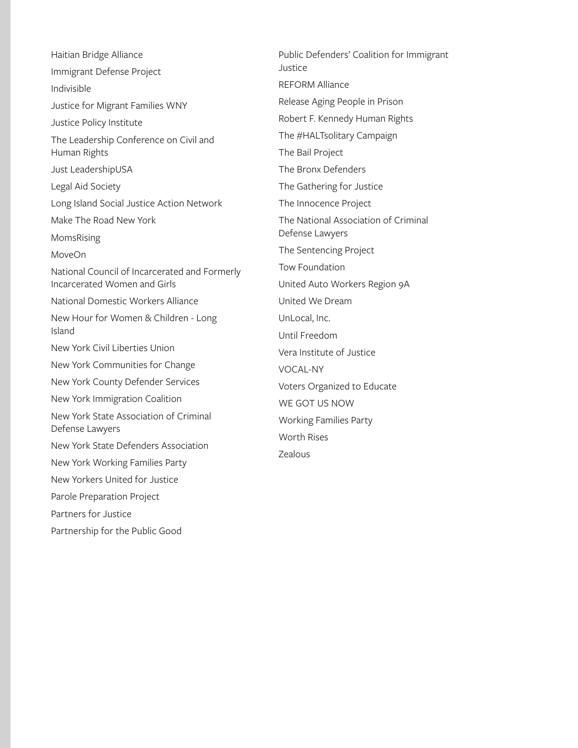Haitian Bridge Alliance

Immigrant Defense Project

Indivisible

Justice for Migrant Families WNY

Justice Policy Institute

The Leadership Conference on Civil and Human Rights

Just LeadershipUSA

Legal Aid Society

Long Island Social Justice Action Network

Make The Road New York

MomsRising

MoveOn

National Council of Incarcerated and Formerly Incarcerated Women and Girls

National Domestic Workers Alliance

New Hour for Women & Children - Long Island

New York Civil Liberties Union

New York Communities for Change

New York County Defender Services

New York Immigration Coalition

New York State Association of Criminal Defense Lawyers

New York State Defenders Association

New York Working Families Party

New Yorkers United for Justice

Parole Preparation Project

Partners for Justice

Partnership for the Public Good

Public Defenders' Coalition for Immigrant Justice

REFORM Alliance

Release Aging People in Prison

Robert F. Kennedy Human Rights

The #HALTsolitary Campaign

The Bail Project

The Bronx Defenders

The Gathering for Justice

The Innocence Project

The National Association of Criminal Defense Lawyers

The Sentencing Project

Tow Foundation

United Auto Workers Region 9A

United We Dream

UnLocal, Inc.

Until Freedom

Vera Institute of Justice

VOCAL-NY

Voters Organized to Educate

WE GOT US NOW

Working Families Party

Worth Rises

Zealous